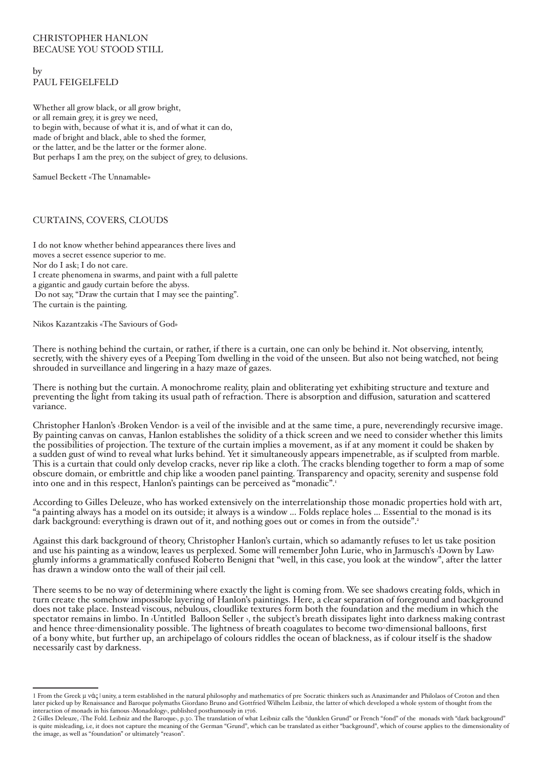# CHRISTOPHER HANLON
# BECAUSE YOU STOOD STILL

by
PAUL FEIGELFELD

Whether all grow black, or all grow bright,
or all remain grey, it is grey we need,
to begin with, because of what it is, and of what it can do,
made of bright and black, able to shed the former,
or the latter, and be the latter or the former alone.
But perhaps I am the prey, on the subject of grey, to delusions.

Samuel Beckett «The Unnamable»

## CURTAINS, COVERS, CLOUDS

I do not know whether behind appearances there lives and
moves a secret essence superior to me.
Nor do I ask; I do not care.
I create phenomena in swarms, and paint with a full palette
a gigantic and gaudy curtain before the abyss.
Do not say, "Draw the curtain that I may see the painting".
The curtain is the painting.

Nikos Kazantzakis «The Saviours of God»

There is nothing behind the curtain, or rather, if there is a curtain, one can only be behind it. Not observing, intently, secretly, with the shivery eyes of a Peeping Tom dwelling in the void of the unseen. But also not being watched, not being shrouded in surveillance and lingering in a hazy maze of gazes.

There is nothing but the curtain. A monochrome reality, plain and obliterating yet exhibiting structure and texture and preventing the light from taking its usual path of refraction. There is absorption and diffusion, saturation and scattered variance.

Christopher Hanlon's ‹Broken Vendor› is a veil of the invisible and at the same time, a pure, neverendingly recursive image. By painting canvas on canvas, Hanlon establishes the solidity of a thick screen and we need to consider whether this limits the possibilities of projection. The texture of the curtain implies a movement, as if at any moment it could be shaken by a sudden gust of wind to reveal what lurks behind. Yet it simultaneously appears impenetrable, as if sculpted from marble. This is a curtain that could only develop cracks, never rip like a cloth. The cracks blending together to form a map of some obscure domain, or embrittle and chip like a wooden panel painting. Transparency and opacity, serenity and suspense fold into one and in this respect, Hanlon's paintings can be perceived as "monadic".[1]

According to Gilles Deleuze, who has worked extensively on the interrelationship those monadic properties hold with art, "a painting always has a model on its outside; it always is a window ... Folds replace holes ... Essential to the monad is its dark background: everything is drawn out of it, and nothing goes out or comes in from the outside".[2]

Against this dark background of theory, Christopher Hanlon's curtain, which so adamantly refuses to let us take position and use his painting as a window, leaves us perplexed. Some will remember John Lurie, who in Jarmusch's ‹Down by Law› glumly informs a grammatically confused Roberto Benigni that "well, in this case, you look at the window", after the latter has drawn a window onto the wall of their jail cell.

There seems to be no way of determining where exactly the light is coming from. We see shadows creating folds, which in turn create the somehow impossible layering of Hanlon's paintings. Here, a clear separation of foreground and background does not take place. Instead viscous, nebulous, cloudlike textures form both the foundation and the medium in which the spectator remains in limbo. In ‹Untitled Balloon Seller ›, the subject's breath dissipates light into darkness making contrast and hence three-dimensionality possible. The lightness of breath coagulates to become two-dimensional balloons, first of a bony white, but further up, an archipelago of colours riddles the ocean of blackness, as if colour itself is the shadow necessarily cast by darkness.

---

1 From the Greek μ νάς | unity, a term established in the natural philosophy and mathematics of pre Socratic thinkers such as Anaximander and Philolaos of Croton and then later picked up by Renaissance and Baroque polymaths Giordano Bruno and Gottfried Wilhelm Leibniz, the latter of which developed a whole system of thought from the interaction of monads in his famous ‹Monadology›, published posthumously in 1716.

2 Gilles Deleuze, ‹The Fold. Leibniz and the Baroque›, p.30. The translation of what Leibniz calls the "dunklen Grund" or French "fond" of the monads with "dark background" is quite misleading, i.e, it does not capture the meaning of the German "Grund", which can be translated as either "background", which of course applies to the dimensionality of the image, as well as "foundation" or ultimately "reason".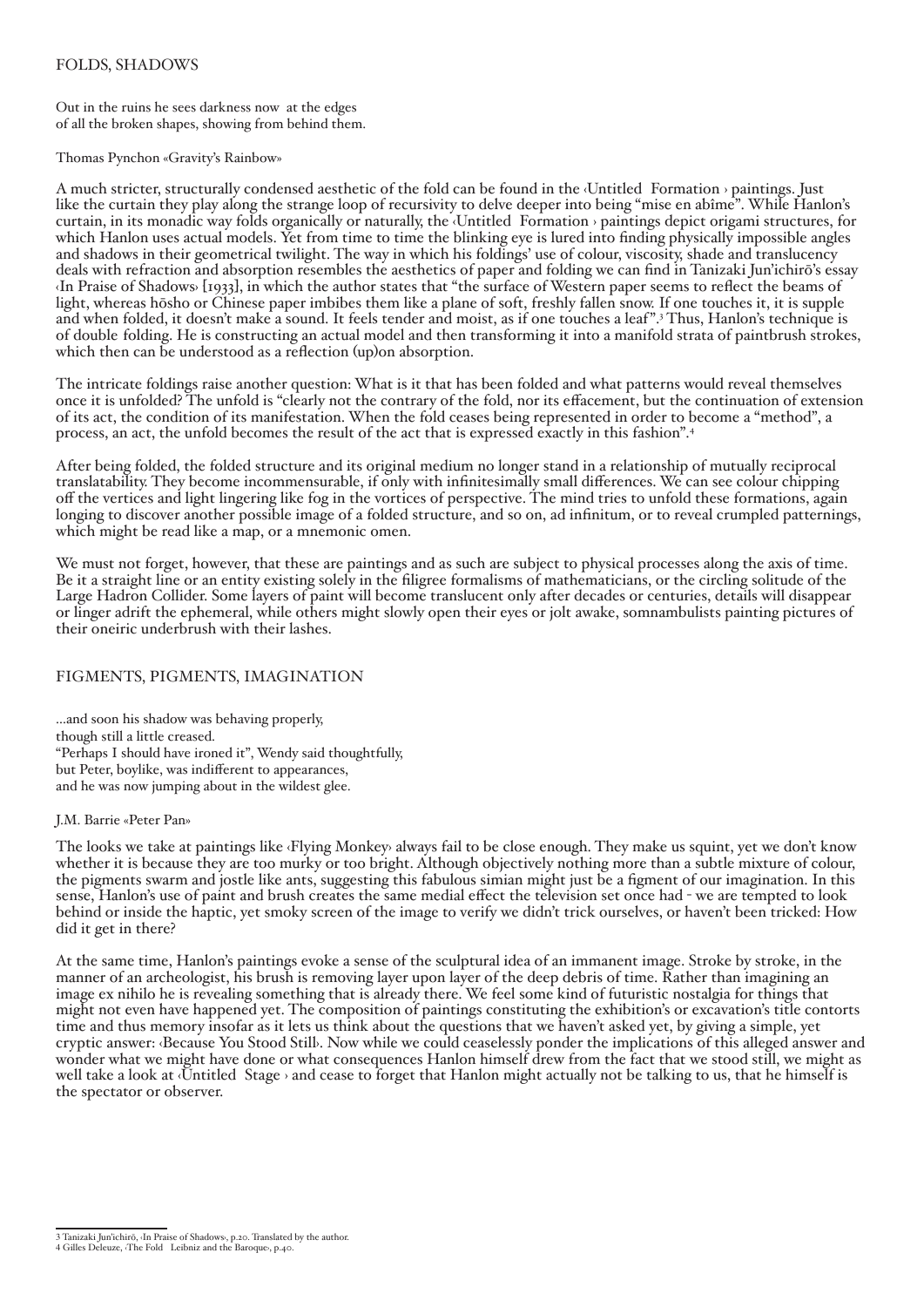## FOLDS, SHADOWS

Out in the ruins he sees darkness now at the edges
of all the broken shapes, showing from behind them.

Thomas Pynchon «Gravity's Rainbow»

A much stricter, structurally condensed aesthetic of the fold can be found in the ‹Untitled Formation › paintings. Just like the curtain they play along the strange loop of recursivity to delve deeper into being "mise en abîme". While Hanlon's curtain, in its monadic way folds organically or naturally, the ‹Untitled Formation › paintings depict origami structures, for which Hanlon uses actual models. Yet from time to time the blinking eye is lured into finding physically impossible angles and shadows in their geometrical twilight. The way in which his foldings' use of colour, viscosity, shade and translucency deals with refraction and absorption resembles the aesthetics of paper and folding we can find in Tanizaki Jun'ichirō's essay ‹In Praise of Shadows› [1933], in which the author states that "the surface of Western paper seems to reflect the beams of light, whereas hōsho or Chinese paper imbibes them like a plane of soft, freshly fallen snow. If one touches it, it is supple and when folded, it doesn't make a sound. It feels tender and moist, as if one touches a leaf".[3] Thus, Hanlon's technique is of double folding. He is constructing an actual model and then transforming it into a manifold strata of paintbrush strokes, which then can be understood as a reflection (up)on absorption.

The intricate foldings raise another question: What is it that has been folded and what patterns would reveal themselves once it is unfolded? The unfold is "clearly not the contrary of the fold, nor its effacement, but the continuation of extension of its act, the condition of its manifestation. When the fold ceases being represented in order to become a "method", a process, an act, the unfold becomes the result of the act that is expressed exactly in this fashion".[4]

After being folded, the folded structure and its original medium no longer stand in a relationship of mutually reciprocal translatability. They become incommensurable, if only with infinitesimally small differences. We can see colour chipping off the vertices and light lingering like fog in the vortices of perspective. The mind tries to unfold these formations, again longing to discover another possible image of a folded structure, and so on, ad infinitum, or to reveal crumpled patternings, which might be read like a map, or a mnemonic omen.

We must not forget, however, that these are paintings and as such are subject to physical processes along the axis of time. Be it a straight line or an entity existing solely in the filigree formalisms of mathematicians, or the circling solitude of the Large Hadron Collider. Some layers of paint will become translucent only after decades or centuries, details will disappear or linger adrift the ephemeral, while others might slowly open their eyes or jolt awake, somnambulists painting pictures of their oneiric underbrush with their lashes.

## FIGMENTS, PIGMENTS, IMAGINATION

...and soon his shadow was behaving properly,
though still a little creased.
"Perhaps I should have ironed it", Wendy said thoughtfully,
but Peter, boylike, was indifferent to appearances,
and he was now jumping about in the wildest glee.

J.M. Barrie «Peter Pan»

The looks we take at paintings like ‹Flying Monkey› always fail to be close enough. They make us squint, yet we don't know whether it is because they are too murky or too bright. Although objectively nothing more than a subtle mixture of colour, the pigments swarm and jostle like ants, suggesting this fabulous simian might just be a figment of our imagination. In this sense, Hanlon's use of paint and brush creates the same medial effect the television set once had - we are tempted to look behind or inside the haptic, yet smoky screen of the image to verify we didn't trick ourselves, or haven't been tricked: How did it get in there?

At the same time, Hanlon's paintings evoke a sense of the sculptural idea of an immanent image. Stroke by stroke, in the manner of an archeologist, his brush is removing layer upon layer of the deep debris of time. Rather than imagining an image ex nihilo he is revealing something that is already there. We feel some kind of futuristic nostalgia for things that might not even have happened yet. The composition of paintings constituting the exhibition's or excavation's title contorts time and thus memory insofar as it lets us think about the questions that we haven't asked yet, by giving a simple, yet cryptic answer: ‹Because You Stood Still›. Now while we could ceaselessly ponder the implications of this alleged answer and wonder what we might have done or what consequences Hanlon himself drew from the fact that we stood still, we might as well take a look at ‹Untitled Stage › and cease to forget that Hanlon might actually not be talking to us, that he himself is the spectator or observer.

---

3 Tanizaki Jun'ichirō, ‹In Praise of Shadows›, p.20. Translated by the author.
4 Gilles Deleuze, ‹The Fold Leibniz and the Baroque›, p.40.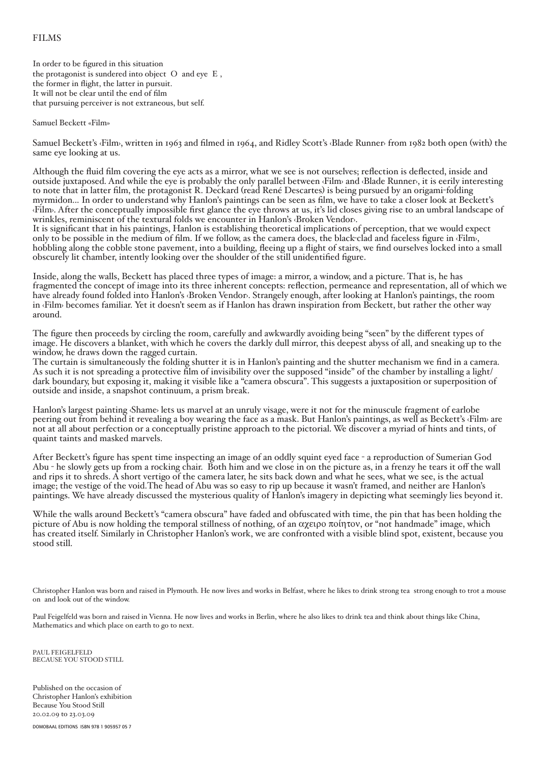# FILMS

In order to be figured in this situation
the protagonist is sundered into object O and eye E ,
the former in flight, the latter in pursuit.
It will not be clear until the end of film
that pursuing perceiver is not extraneous, but self.

Samuel Beckett «Film»

Samuel Beckett's ‹Film›, written in 1963 and filmed in 1964, and Ridley Scott's ‹Blade Runner› from 1982 both open (with) the same eye looking at us.

Although the fluid film covering the eye acts as a mirror, what we see is not ourselves; reflection is deflected, inside and outside juxtaposed. And while the eye is probably the only parallel between ‹Film› and ‹Blade Runner›, it is eerily interesting to note that in latter film, the protagonist R. Deckard (read René Descartes) is being pursued by an origami-folding myrmidon... In order to understand why Hanlon's paintings can be seen as film, we have to take a closer look at Beckett's ‹Film›. After the conceptually impossible first glance the eye throws at us, it's lid closes giving rise to an umbral landscape of wrinkles, reminiscent of the textural folds we encounter in Hanlon's ‹Broken Vendor›.
It is significant that in his paintings, Hanlon is establishing theoretical implications of perception, that we would expect only to be possible in the medium of film. If we follow, as the camera does, the black-clad and faceless figure in ‹Film›, hobbling along the cobble stone pavement, into a building, fleeing up a flight of stairs, we find ourselves locked into a small obscurely lit chamber, intently looking over the shoulder of the still unidentified figure.

Inside, along the walls, Beckett has placed three types of image: a mirror, a window, and a picture. That is, he has fragmented the concept of image into its three inherent concepts: reflection, permeance and representation, all of which we have already found folded into Hanlon's ‹Broken Vendor›. Strangely enough, after looking at Hanlon's paintings, the room in ‹Film› becomes familiar. Yet it doesn't seem as if Hanlon has drawn inspiration from Beckett, but rather the other way around.

The figure then proceeds by circling the room, carefully and awkwardly avoiding being "seen" by the different types of image. He discovers a blanket, with which he covers the darkly dull mirror, this deepest abyss of all, and sneaking up to the window, he draws down the ragged curtain.
The curtain is simultaneously the folding shutter it is in Hanlon's painting and the shutter mechanism we find in a camera. As such it is not spreading a protective film of invisibility over the supposed "inside" of the chamber by installing a light/dark boundary, but exposing it, making it visible like a "camera obscura". This suggests a juxtaposition or superposition of outside and inside, a snapshot continuum, a prism break.

Hanlon's largest painting ‹Shame› lets us marvel at an unruly visage, were it not for the minuscule fragment of earlobe peering out from behind it revealing a boy wearing the face as a mask. But Hanlon's paintings, as well as Beckett's ‹Film› are not at all about perfection or a conceptually pristine approach to the pictorial. We discover a myriad of hints and tints, of quaint taints and masked marvels.

After Beckett's figure has spent time inspecting an image of an oddly squint eyed face - a reproduction of Sumerian God Abu - he slowly gets up from a rocking chair. Both him and we close in on the picture as, in a frenzy he tears it off the wall and rips it to shreds. A short vertigo of the camera later, he sits back down and what he sees, what we see, is the actual image; the vestige of the void.The head of Abu was so easy to rip up because it wasn't framed, and neither are Hanlon's paintings. We have already discussed the mysterious quality of Hanlon's imagery in depicting what seemingly lies beyond it.

While the walls around Beckett's "camera obscura" have faded and obfuscated with time, the pin that has been holding the picture of Abu is now holding the temporal stillness of nothing, of an αχειρο ποίητον, or "not handmade" image, which has created itself. Similarly in Christopher Hanlon's work, we are confronted with a visible blind spot, existent, because you stood still.

Christopher Hanlon was born and raised in Plymouth. He now lives and works in Belfast, where he likes to drink strong tea strong enough to trot a mouse on and look out of the window.

Paul Feigelfeld was born and raised in Vienna. He now lives and works in Berlin, where he also likes to drink tea and think about things like China, Mathematics and which place on earth to go to next.

PAUL FEIGELFELD
BECAUSE YOU STOOD STILL

Published on the occasion of
Christopher Hanlon's exhibition
Because You Stood Still
20.02.09 to 23.03.09

DOMOBAAL EDITIONS ISBN 978 1 905957 05 7